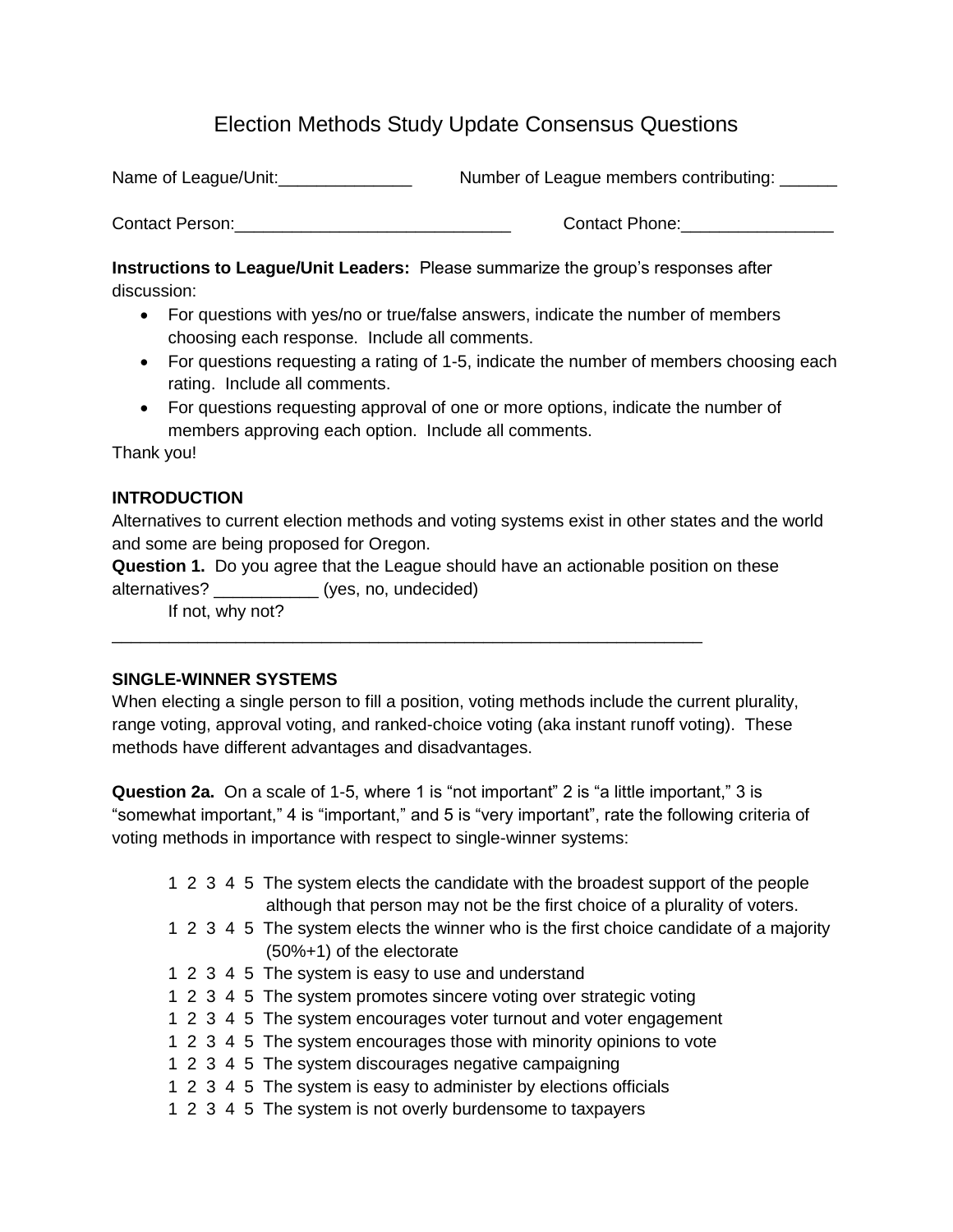# Election Methods Study Update Consensus Questions

Name of League/Unit:______________ Number of League members contributing: ______

Contact Person:_____________________________ Contact Phone:________________

**Instructions to League/Unit Leaders:** Please summarize the group's responses after discussion:

- For questions with yes/no or true/false answers, indicate the number of members choosing each response. Include all comments.
- For questions requesting a rating of 1-5, indicate the number of members choosing each rating. Include all comments.
- For questions requesting approval of one or more options, indicate the number of members approving each option. Include all comments.

Thank you!

**INTRODUCTION**

Alternatives to current election methods and voting systems exist in other states and the world and some are being proposed for Oregon.

**Question 1.** Do you agree that the League should have an actionable position on these alternatives? ___________ (yes, no, undecided)

If not, why not?

_________________________________________________________________

**SINGLE-WINNER SYSTEMS**

When electing a single person to fill a position, voting methods include the current plurality, range voting, approval voting, and ranked-choice voting (aka instant runoff voting). These methods have different advantages and disadvantages.

**Question 2a.** On a scale of 1-5, where 1 is "not important" 2 is "a little important," 3 is "somewhat important," 4 is "important," and 5 is "very important", rate the following criteria of voting methods in importance with respect to single-winner systems:

- 1 2 3 4 5 The system elects the candidate with the broadest support of the people although that person may not be the first choice of a plurality of voters.
- 1 2 3 4 5 The system elects the winner who is the first choice candidate of a majority (50%+1) of the electorate
- 1 2 3 4 5 The system is easy to use and understand
- 1 2 3 4 5 The system promotes sincere voting over strategic voting
- 1 2 3 4 5 The system encourages voter turnout and voter engagement
- 1 2 3 4 5 The system encourages those with minority opinions to vote
- 1 2 3 4 5 The system discourages negative campaigning
- 1 2 3 4 5 The system is easy to administer by elections officials
- 1 2 3 4 5 The system is not overly burdensome to taxpayers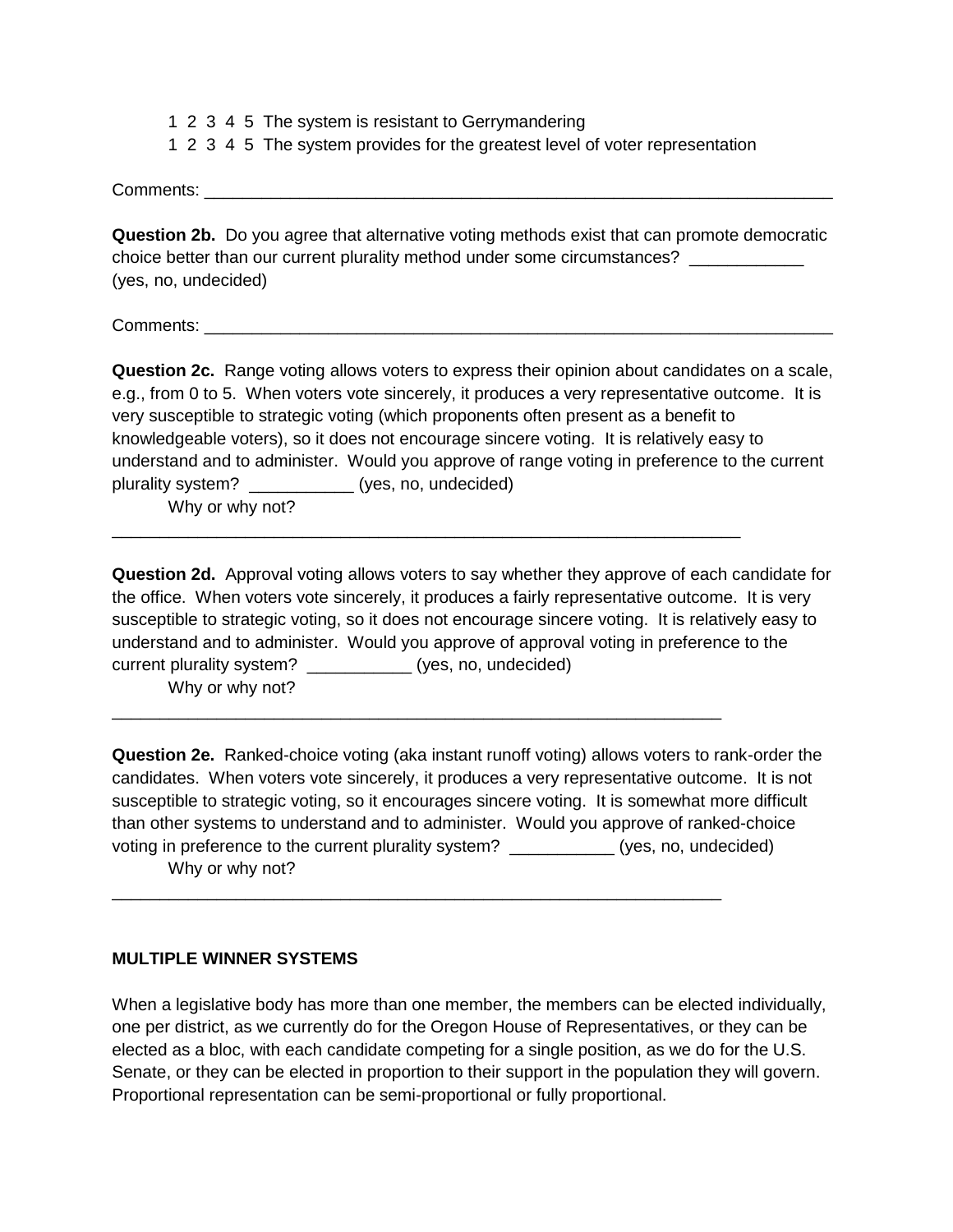1 2 3 4 5 The system is resistant to Gerrymandering

1 2 3 4 5 The system provides for the greatest level of voter representation

Comments: ______________________________________________________________________

**Question 2b.** Do you agree that alternative voting methods exist that can promote democratic choice better than our current plurality method under some circumstances? ____________ (yes, no, undecided)

Comments: ______________________________________________________________________

**Question 2c.** Range voting allows voters to express their opinion about candidates on a scale, e.g., from 0 to 5. When voters vote sincerely, it produces a very representative outcome. It is very susceptible to strategic voting (which proponents often present as a benefit to knowledgeable voters), so it does not encourage sincere voting. It is relatively easy to understand and to administer. Would you approve of range voting in preference to the current plurality system? ___________ (yes, no, undecided)

Why or why not?

____________________________________________________________________

**Question 2d.** Approval voting allows voters to say whether they approve of each candidate for the office. When voters vote sincerely, it produces a fairly representative outcome. It is very susceptible to strategic voting, so it does not encourage sincere voting. It is relatively easy to understand and to administer. Would you approve of approval voting in preference to the current plurality system? ___________ (yes, no, undecided)

Why or why not?

____________________________________________________________________

**Question 2e.** Ranked-choice voting (aka instant runoff voting) allows voters to rank-order the candidates. When voters vote sincerely, it produces a very representative outcome. It is not susceptible to strategic voting, so it encourages sincere voting. It is somewhat more difficult than other systems to understand and to administer. Would you approve of ranked-choice voting in preference to the current plurality system? ___________ (yes, no, undecided)

Why or why not?

____________________________________________________________________

**MULTIPLE WINNER SYSTEMS**

When a legislative body has more than one member, the members can be elected individually, one per district, as we currently do for the Oregon House of Representatives, or they can be elected as a bloc, with each candidate competing for a single position, as we do for the U.S. Senate, or they can be elected in proportion to their support in the population they will govern. Proportional representation can be semi-proportional or fully proportional.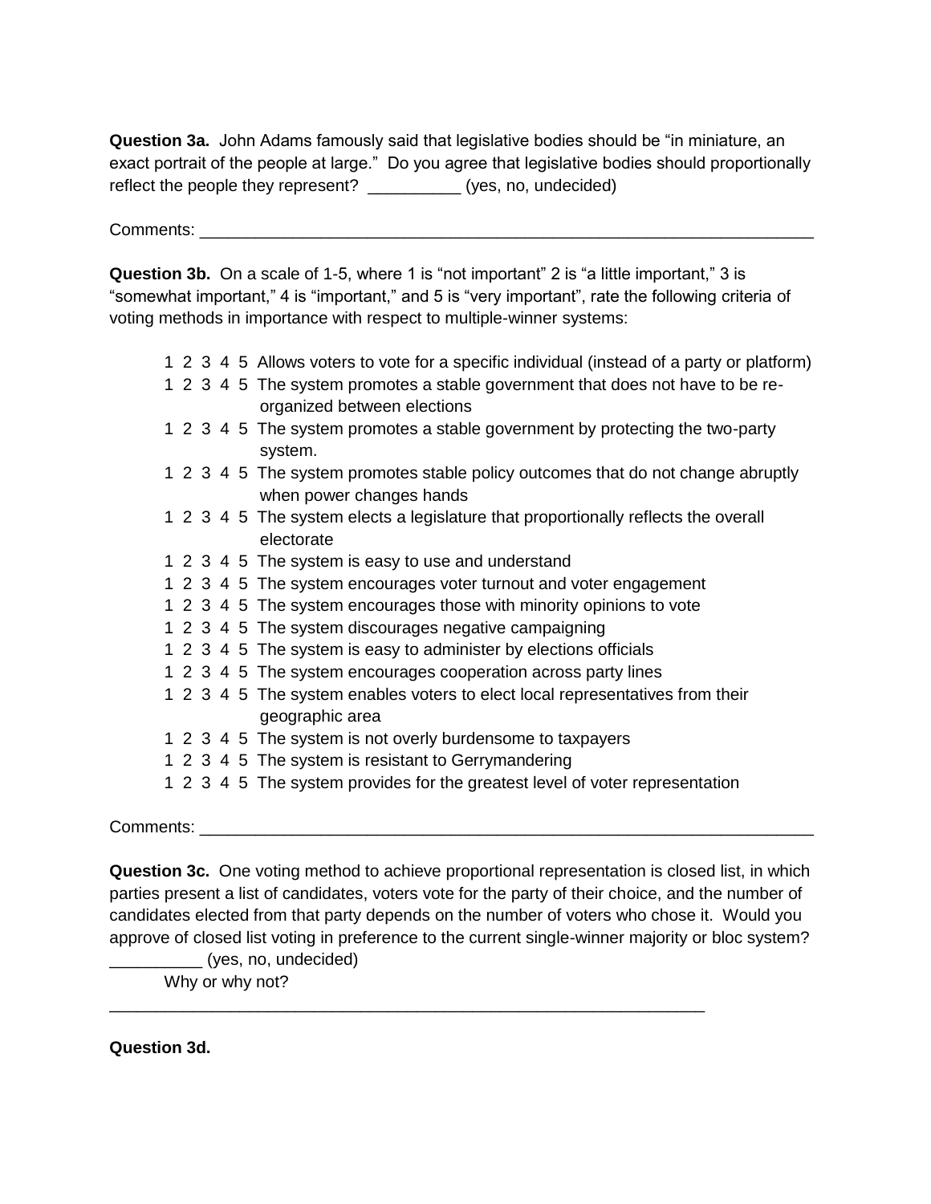**Question 3a.** John Adams famously said that legislative bodies should be "in miniature, an exact portrait of the people at large." Do you agree that legislative bodies should proportionally reflect the people they represent? __________ (yes, no, undecided)

Comments: ______________________________________________________________________

**Question 3b.** On a scale of 1-5, where 1 is "not important" 2 is "a little important," 3 is "somewhat important," 4 is "important," and 5 is "very important", rate the following criteria of voting methods in importance with respect to multiple-winner systems:

- 1 2 3 4 5 Allows voters to vote for a specific individual (instead of a party or platform)
- 1 2 3 4 5 The system promotes a stable government that does not have to be re-organized between elections
- 1 2 3 4 5 The system promotes a stable government by protecting the two-party system.
- 1 2 3 4 5 The system promotes stable policy outcomes that do not change abruptly when power changes hands
- 1 2 3 4 5 The system elects a legislature that proportionally reflects the overall electorate
- 1 2 3 4 5 The system is easy to use and understand
- 1 2 3 4 5 The system encourages voter turnout and voter engagement
- 1 2 3 4 5 The system encourages those with minority opinions to vote
- 1 2 3 4 5 The system discourages negative campaigning
- 1 2 3 4 5 The system is easy to administer by elections officials
- 1 2 3 4 5 The system encourages cooperation across party lines
- 1 2 3 4 5 The system enables voters to elect local representatives from their geographic area
- 1 2 3 4 5 The system is not overly burdensome to taxpayers
- 1 2 3 4 5 The system is resistant to Gerrymandering
- 1 2 3 4 5 The system provides for the greatest level of voter representation

Comments: ______________________________________________________________________

**Question 3c.** One voting method to achieve proportional representation is closed list, in which parties present a list of candidates, voters vote for the party of their choice, and the number of candidates elected from that party depends on the number of voters who chose it. Would you approve of closed list voting in preference to the current single-winner majority or bloc system? __________ (yes, no, undecided)

Why or why not?

_________________________________________________________________

**Question 3d.**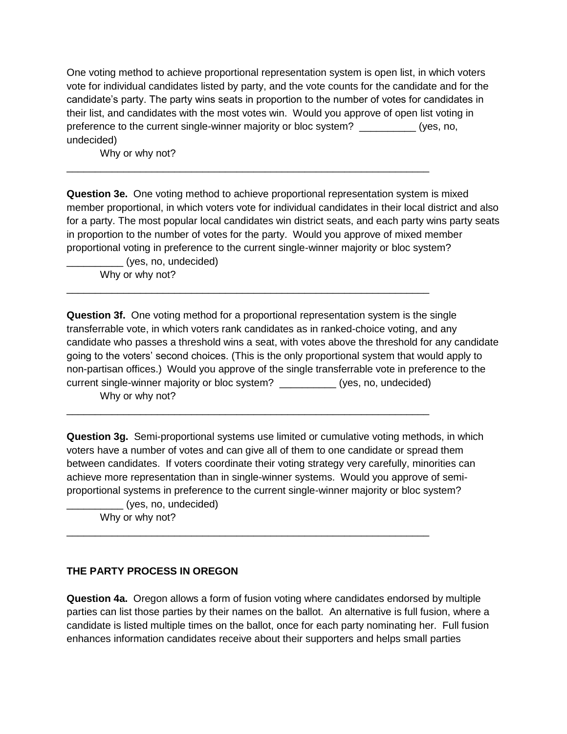One voting method to achieve proportional representation system is open list, in which voters vote for individual candidates listed by party, and the vote counts for the candidate and for the candidate's party. The party wins seats in proportion to the number of votes for candidates in their list, and candidates with the most votes win. Would you approve of open list voting in preference to the current single-winner majority or bloc system? __________ (yes, no, undecided)

Why or why not?

____________________________________________________________________

**Question 3e.** One voting method to achieve proportional representation system is mixed member proportional, in which voters vote for individual candidates in their local district and also for a party. The most popular local candidates win district seats, and each party wins party seats in proportion to the number of votes for the party. Would you approve of mixed member proportional voting in preference to the current single-winner majority or bloc system? __________ (yes, no, undecided)

Why or why not?

____________________________________________________________________

**Question 3f.** One voting method for a proportional representation system is the single transferrable vote, in which voters rank candidates as in ranked-choice voting, and any candidate who passes a threshold wins a seat, with votes above the threshold for any candidate going to the voters' second choices. (This is the only proportional system that would apply to non-partisan offices.) Would you approve of the single transferrable vote in preference to the current single-winner majority or bloc system? __________ (yes, no, undecided)

Why or why not?

____________________________________________________________________

**Question 3g.** Semi-proportional systems use limited or cumulative voting methods, in which voters have a number of votes and can give all of them to one candidate or spread them between candidates. If voters coordinate their voting strategy very carefully, minorities can achieve more representation than in single-winner systems. Would you approve of semi-proportional systems in preference to the current single-winner majority or bloc system? __________ (yes, no, undecided)

Why or why not?

____________________________________________________________________

**THE PARTY PROCESS IN OREGON**

**Question 4a.** Oregon allows a form of fusion voting where candidates endorsed by multiple parties can list those parties by their names on the ballot. An alternative is full fusion, where a candidate is listed multiple times on the ballot, once for each party nominating her. Full fusion enhances information candidates receive about their supporters and helps small parties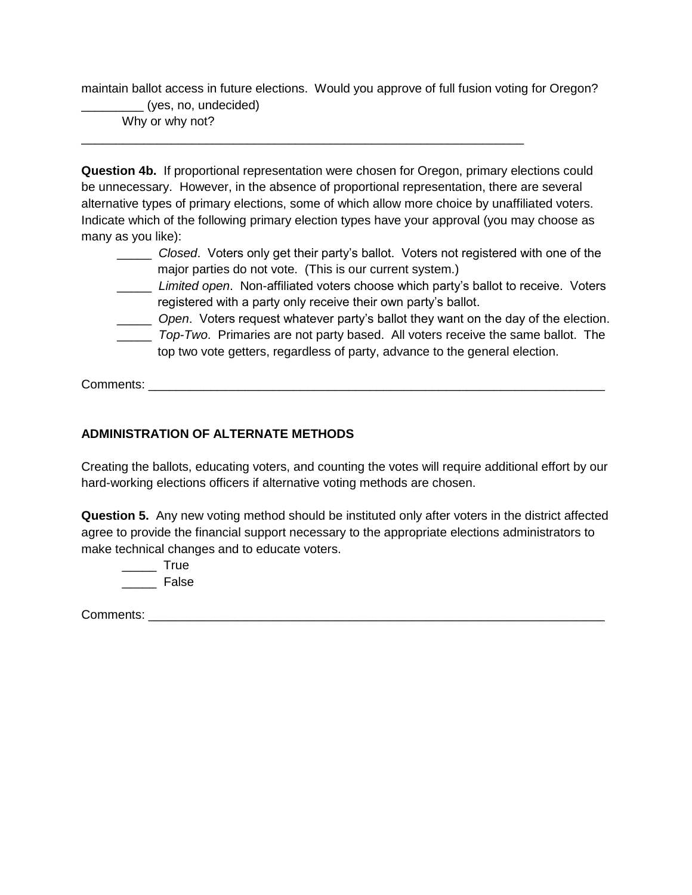maintain ballot access in future elections. Would you approve of full fusion voting for Oregon? _________ (yes, no, undecided)

Why or why not?

_________________________________________________________________

**Question 4b.** If proportional representation were chosen for Oregon, primary elections could be unnecessary. However, in the absence of proportional representation, there are several alternative types of primary elections, some of which allow more choice by unaffiliated voters. Indicate which of the following primary election types have your approval (you may choose as many as you like):

- _____ *Closed*. Voters only get their party's ballot. Voters not registered with one of the major parties do not vote. (This is our current system.)
- _____ *Limited open*. Non-affiliated voters choose which party's ballot to receive. Voters registered with a party only receive their own party's ballot.
- _____ *Open*. Voters request whatever party's ballot they want on the day of the election.
- _____ *Top-Two*. Primaries are not party based. All voters receive the same ballot. The top two vote getters, regardless of party, advance to the general election.

Comments: _____________________________________________________________

**ADMINISTRATION OF ALTERNATE METHODS**

Creating the ballots, educating voters, and counting the votes will require additional effort by our hard-working elections officers if alternative voting methods are chosen.

**Question 5.** Any new voting method should be instituted only after voters in the district affected agree to provide the financial support necessary to the appropriate elections administrators to make technical changes and to educate voters.

- _____ True
- _____ False

Comments: _____________________________________________________________